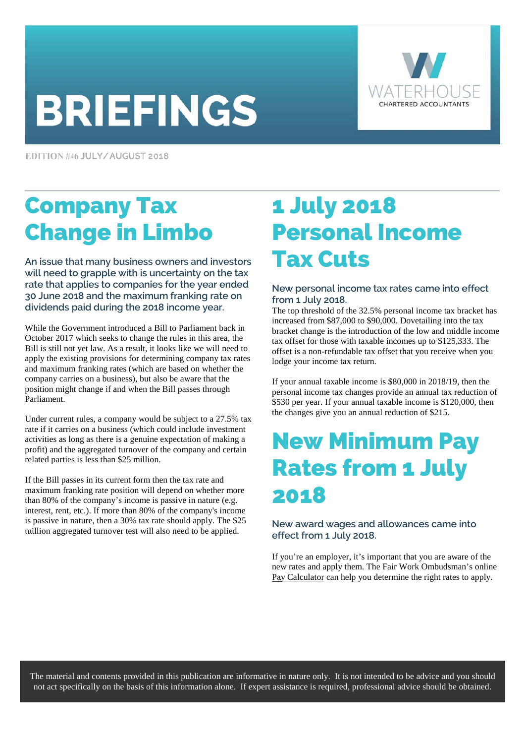# BRIEFINGS

WATERHOUSE
CHARTERED ACCOUNTANTS

EDITION #46 JULY/AUGUST 2018

## Company Tax Change in Limbo

**An issue that many business owners and investors will need to grapple with is uncertainty on the tax rate that applies to companies for the year ended 30 June 2018 and the maximum franking rate on dividends paid during the 2018 income year.**

While the Government introduced a Bill to Parliament back in October 2017 which seeks to change the rules in this area, the Bill is still not yet law. As a result, it looks like we will need to apply the existing provisions for determining company tax rates and maximum franking rates (which are based on whether the company carries on a business), but also be aware that the position might change if and when the Bill passes through Parliament.

Under current rules, a company would be subject to a 27.5% tax rate if it carries on a business (which could include investment activities as long as there is a genuine expectation of making a profit) and the aggregated turnover of the company and certain related parties is less than $25 million.

If the Bill passes in its current form then the tax rate and maximum franking rate position will depend on whether more than 80% of the company's income is passive in nature (e.g. interest, rent, etc.). If more than 80% of the company's income is passive in nature, then a 30% tax rate should apply. The $25 million aggregated turnover test will also need to be applied.

## 1 July 2018 Personal Income Tax Cuts

**New personal income tax rates came into effect from 1 July 2018.**

The top threshold of the 32.5% personal income tax bracket has increased from $87,000 to $90,000. Dovetailing into the tax bracket change is the introduction of the low and middle income tax offset for those with taxable incomes up to $125,333. The offset is a non-refundable tax offset that you receive when you lodge your income tax return.

If your annual taxable income is $80,000 in 2018/19, then the personal income tax changes provide an annual tax reduction of $530 per year. If your annual taxable income is $120,000, then the changes give you an annual reduction of $215.

## New Minimum Pay Rates from 1 July 2018

**New award wages and allowances came into effect from 1 July 2018.**

If you're an employer, it's important that you are aware of the new rates and apply them. The Fair Work Ombudsman's online Pay Calculator can help you determine the right rates to apply.

The material and contents provided in this publication are informative in nature only. It is not intended to be advice and you should not act specifically on the basis of this information alone. If expert assistance is required, professional advice should be obtained.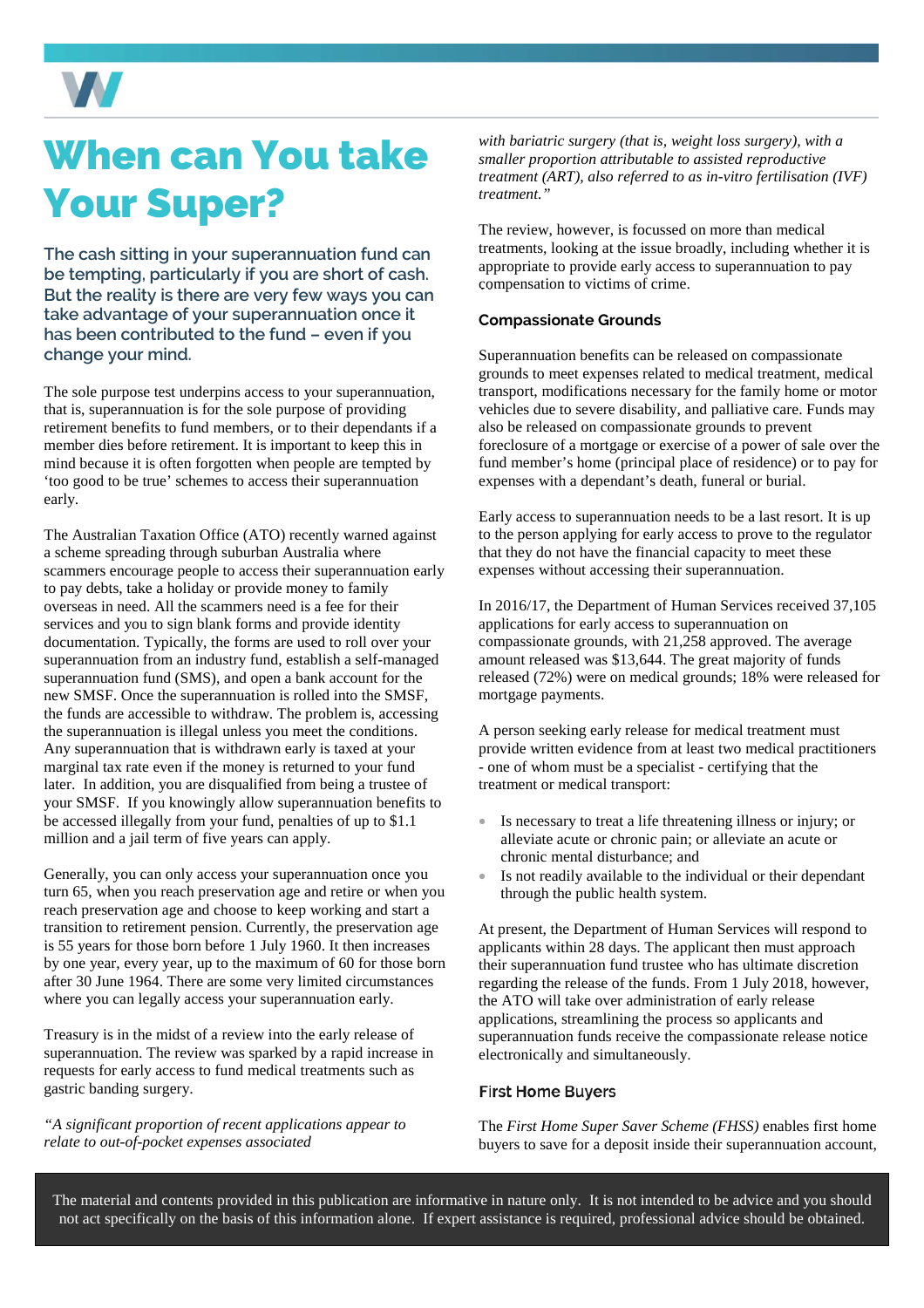# When can You take Your Super?

**The cash sitting in your superannuation fund can be tempting, particularly if you are short of cash. But the reality is there are very few ways you can take advantage of your superannuation once it has been contributed to the fund – even if you change your mind.**

The sole purpose test underpins access to your superannuation, that is, superannuation is for the sole purpose of providing retirement benefits to fund members, or to their dependants if a member dies before retirement. It is important to keep this in mind because it is often forgotten when people are tempted by 'too good to be true' schemes to access their superannuation early.

The Australian Taxation Office (ATO) recently warned against a scheme spreading through suburban Australia where scammers encourage people to access their superannuation early to pay debts, take a holiday or provide money to family overseas in need. All the scammers need is a fee for their services and you to sign blank forms and provide identity documentation. Typically, the forms are used to roll over your superannuation from an industry fund, establish a self-managed superannuation fund (SMS), and open a bank account for the new SMSF. Once the superannuation is rolled into the SMSF, the funds are accessible to withdraw. The problem is, accessing the superannuation is illegal unless you meet the conditions. Any superannuation that is withdrawn early is taxed at your marginal tax rate even if the money is returned to your fund later. In addition, you are disqualified from being a trustee of your SMSF. If you knowingly allow superannuation benefits to be accessed illegally from your fund, penalties of up to $1.1 million and a jail term of five years can apply.

Generally, you can only access your superannuation once you turn 65, when you reach preservation age and retire or when you reach preservation age and choose to keep working and start a transition to retirement pension. Currently, the preservation age is 55 years for those born before 1 July 1960. It then increases by one year, every year, up to the maximum of 60 for those born after 30 June 1964. There are some very limited circumstances where you can legally access your superannuation early.

Treasury is in the midst of a review into the early release of superannuation. The review was sparked by a rapid increase in requests for early access to fund medical treatments such as gastric banding surgery.

*"A significant proportion of recent applications appear to relate to out-of-pocket expenses associated with bariatric surgery (that is, weight loss surgery), with a smaller proportion attributable to assisted reproductive treatment (ART), also referred to as in-vitro fertilisation (IVF) treatment."*

The review, however, is focussed on more than medical treatments, looking at the issue broadly, including whether it is appropriate to provide early access to superannuation to pay compensation to victims of crime.

### Compassionate Grounds

Superannuation benefits can be released on compassionate grounds to meet expenses related to medical treatment, medical transport, modifications necessary for the family home or motor vehicles due to severe disability, and palliative care. Funds may also be released on compassionate grounds to prevent foreclosure of a mortgage or exercise of a power of sale over the fund member's home (principal place of residence) or to pay for expenses with a dependant's death, funeral or burial.

Early access to superannuation needs to be a last resort. It is up to the person applying for early access to prove to the regulator that they do not have the financial capacity to meet these expenses without accessing their superannuation.

In 2016/17, the Department of Human Services received 37,105 applications for early access to superannuation on compassionate grounds, with 21,258 approved. The average amount released was $13,644. The great majority of funds released (72%) were on medical grounds; 18% were released for mortgage payments.

A person seeking early release for medical treatment must provide written evidence from at least two medical practitioners - one of whom must be a specialist - certifying that the treatment or medical transport:

- Is necessary to treat a life threatening illness or injury; or alleviate acute or chronic pain; or alleviate an acute or chronic mental disturbance; and
- Is not readily available to the individual or their dependant through the public health system.

At present, the Department of Human Services will respond to applicants within 28 days. The applicant then must approach their superannuation fund trustee who has ultimate discretion regarding the release of the funds. From 1 July 2018, however, the ATO will take over administration of early release applications, streamlining the process so applicants and superannuation funds receive the compassionate release notice electronically and simultaneously.

### First Home Buyers

The *First Home Super Saver Scheme (FHSS)* enables first home buyers to save for a deposit inside their superannuation account,

The material and contents provided in this publication are informative in nature only. It is not intended to be advice and you should not act specifically on the basis of this information alone. If expert assistance is required, professional advice should be obtained.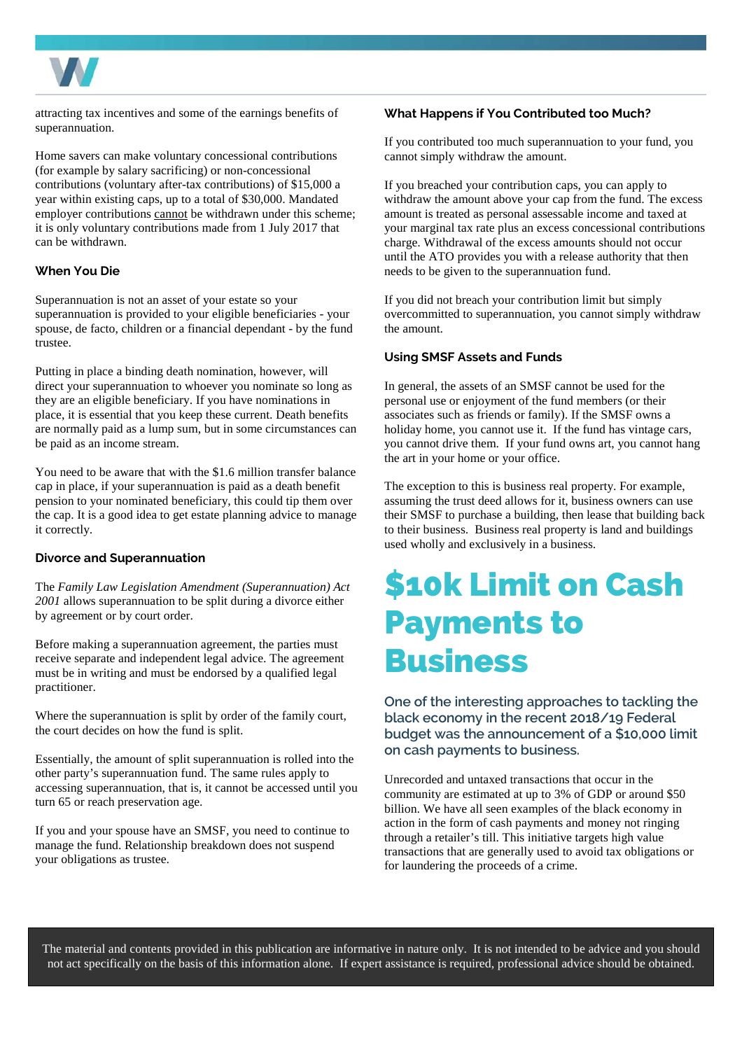attracting tax incentives and some of the earnings benefits of superannuation.

Home savers can make voluntary concessional contributions (for example by salary sacrificing) or non-concessional contributions (voluntary after-tax contributions) of $15,000 a year within existing caps, up to a total of $30,000. Mandated employer contributions cannot be withdrawn under this scheme; it is only voluntary contributions made from 1 July 2017 that can be withdrawn.

### When You Die

Superannuation is not an asset of your estate so your superannuation is provided to your eligible beneficiaries - your spouse, de facto, children or a financial dependant - by the fund trustee.

Putting in place a binding death nomination, however, will direct your superannuation to whoever you nominate so long as they are an eligible beneficiary. If you have nominations in place, it is essential that you keep these current. Death benefits are normally paid as a lump sum, but in some circumstances can be paid as an income stream.

You need to be aware that with the $1.6 million transfer balance cap in place, if your superannuation is paid as a death benefit pension to your nominated beneficiary, this could tip them over the cap. It is a good idea to get estate planning advice to manage it correctly.

### Divorce and Superannuation

The *Family Law Legislation Amendment (Superannuation) Act 2001* allows superannuation to be split during a divorce either by agreement or by court order.

Before making a superannuation agreement, the parties must receive separate and independent legal advice. The agreement must be in writing and must be endorsed by a qualified legal practitioner.

Where the superannuation is split by order of the family court, the court decides on how the fund is split.

Essentially, the amount of split superannuation is rolled into the other party's superannuation fund. The same rules apply to accessing superannuation, that is, it cannot be accessed until you turn 65 or reach preservation age.

If you and your spouse have an SMSF, you need to continue to manage the fund. Relationship breakdown does not suspend your obligations as trustee.

### What Happens if You Contributed too Much?

If you contributed too much superannuation to your fund, you cannot simply withdraw the amount.

If you breached your contribution caps, you can apply to withdraw the amount above your cap from the fund. The excess amount is treated as personal assessable income and taxed at your marginal tax rate plus an excess concessional contributions charge. Withdrawal of the excess amounts should not occur until the ATO provides you with a release authority that then needs to be given to the superannuation fund.

If you did not breach your contribution limit but simply overcommitted to superannuation, you cannot simply withdraw the amount.

### Using SMSF Assets and Funds

In general, the assets of an SMSF cannot be used for the personal use or enjoyment of the fund members (or their associates such as friends or family). If the SMSF owns a holiday home, you cannot use it. If the fund has vintage cars, you cannot drive them. If your fund owns art, you cannot hang the art in your home or your office.

The exception to this is business real property. For example, assuming the trust deed allows for it, business owners can use their SMSF to purchase a building, then lease that building back to their business. Business real property is land and buildings used wholly and exclusively in a business.

# $10k Limit on Cash Payments to Business

**One of the interesting approaches to tackling the black economy in the recent 2018/19 Federal budget was the announcement of a $10,000 limit on cash payments to business.**

Unrecorded and untaxed transactions that occur in the community are estimated at up to 3% of GDP or around $50 billion. We have all seen examples of the black economy in action in the form of cash payments and money not ringing through a retailer's till. This initiative targets high value transactions that are generally used to avoid tax obligations or for laundering the proceeds of a crime.

The material and contents provided in this publication are informative in nature only. It is not intended to be advice and you should not act specifically on the basis of this information alone. If expert assistance is required, professional advice should be obtained.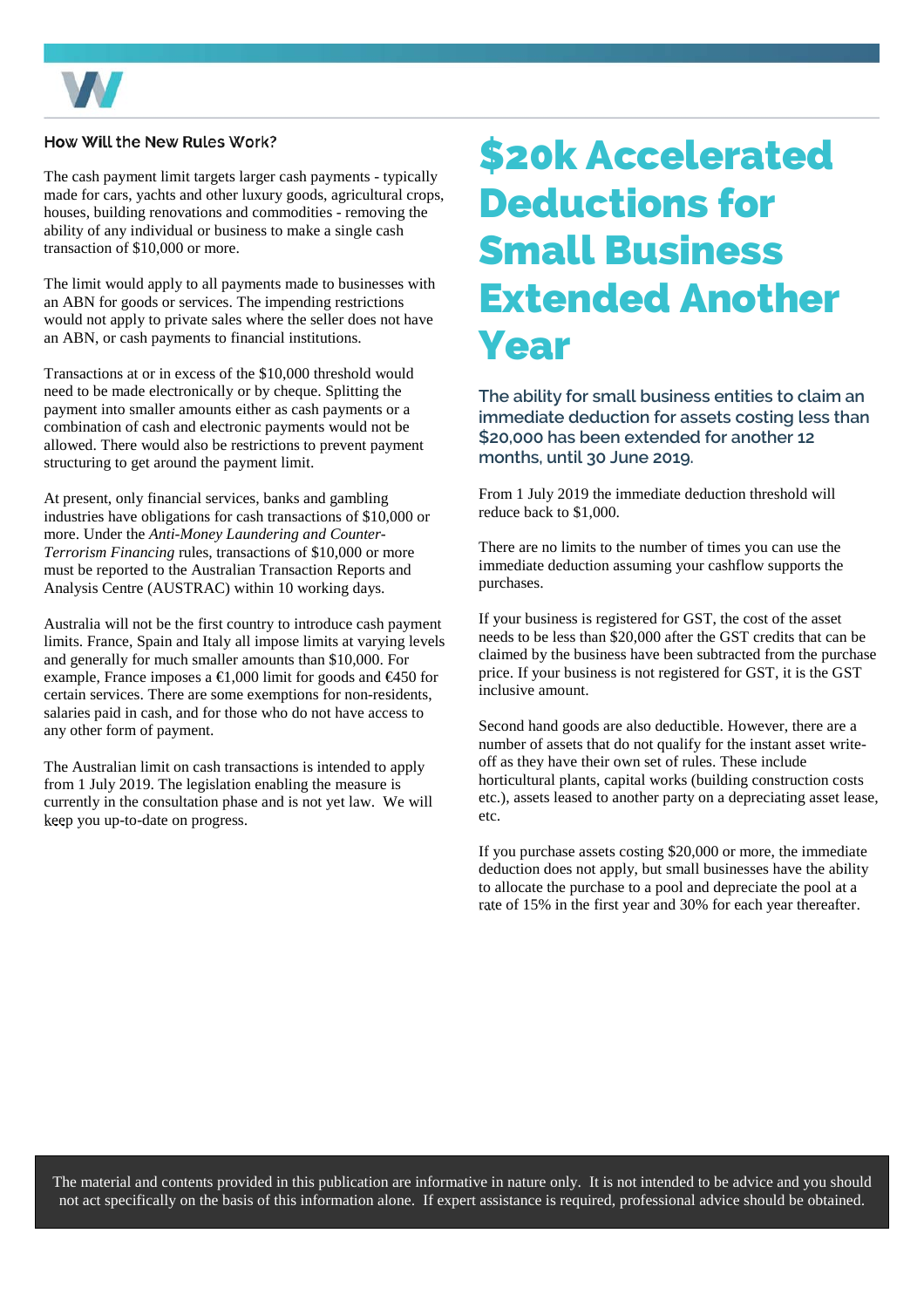### How Will the New Rules Work?

The cash payment limit targets larger cash payments - typically made for cars, yachts and other luxury goods, agricultural crops, houses, building renovations and commodities - removing the ability of any individual or business to make a single cash transaction of $10,000 or more.

The limit would apply to all payments made to businesses with an ABN for goods or services. The impending restrictions would not apply to private sales where the seller does not have an ABN, or cash payments to financial institutions.

Transactions at or in excess of the $10,000 threshold would need to be made electronically or by cheque. Splitting the payment into smaller amounts either as cash payments or a combination of cash and electronic payments would not be allowed. There would also be restrictions to prevent payment structuring to get around the payment limit.

At present, only financial services, banks and gambling industries have obligations for cash transactions of $10,000 or more. Under the *Anti-Money Laundering and Counter-Terrorism Financing* rules, transactions of $10,000 or more must be reported to the Australian Transaction Reports and Analysis Centre (AUSTRAC) within 10 working days.

Australia will not be the first country to introduce cash payment limits. France, Spain and Italy all impose limits at varying levels and generally for much smaller amounts than $10,000. For example, France imposes a €1,000 limit for goods and €450 for certain services. There are some exemptions for non-residents, salaries paid in cash, and for those who do not have access to any other form of payment.

The Australian limit on cash transactions is intended to apply from 1 July 2019. The legislation enabling the measure is currently in the consultation phase and is not yet law. We will keep you up-to-date on progress.

# $20k Accelerated Deductions for Small Business Extended Another Year

**The ability for small business entities to claim an immediate deduction for assets costing less than $20,000 has been extended for another 12 months, until 30 June 2019.**

From 1 July 2019 the immediate deduction threshold will reduce back to $1,000.

There are no limits to the number of times you can use the immediate deduction assuming your cashflow supports the purchases.

If your business is registered for GST, the cost of the asset needs to be less than $20,000 after the GST credits that can be claimed by the business have been subtracted from the purchase price. If your business is not registered for GST, it is the GST inclusive amount.

Second hand goods are also deductible. However, there are a number of assets that do not qualify for the instant asset write-off as they have their own set of rules. These include horticultural plants, capital works (building construction costs etc.), assets leased to another party on a depreciating asset lease, etc.

If you purchase assets costing $20,000 or more, the immediate deduction does not apply, but small businesses have the ability to allocate the purchase to a pool and depreciate the pool at a rate of 15% in the first year and 30% for each year thereafter.

The material and contents provided in this publication are informative in nature only. It is not intended to be advice and you should not act specifically on the basis of this information alone. If expert assistance is required, professional advice should be obtained.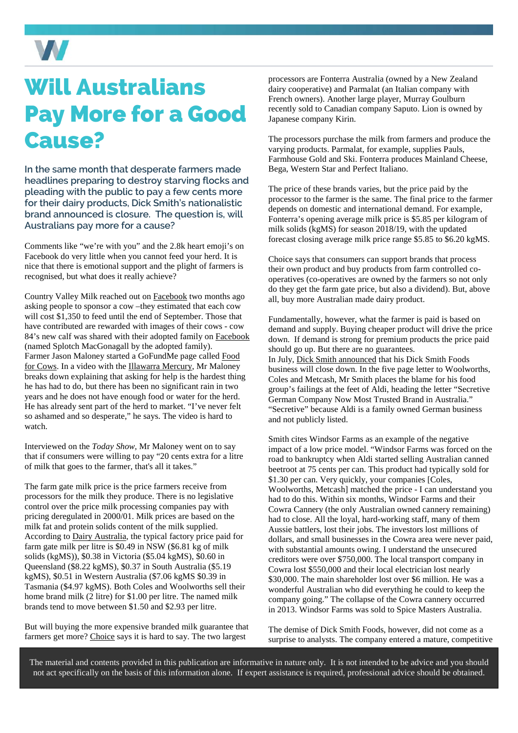# Will Australians Pay More for a Good Cause?

**In the same month that desperate farmers made headlines preparing to destroy starving flocks and pleading with the public to pay a few cents more for their dairy products, Dick Smith's nationalistic brand announced is closure. The question is, will Australians pay more for a cause?**

Comments like "we're with you" and the 2.8k heart emoji's on Facebook do very little when you cannot feed your herd. It is nice that there is emotional support and the plight of farmers is recognised, but what does it really achieve?

Country Valley Milk reached out on Facebook two months ago asking people to sponsor a cow –they estimated that each cow will cost $1,350 to feed until the end of September. Those that have contributed are rewarded with images of their cows - cow 84's new calf was shared with their adopted family on Facebook (named Splotch MacGonagall by the adopted family). Farmer Jason Maloney started a GoFundMe page called Food for Cows. In a video with the Illawarra Mercury, Mr Maloney breaks down explaining that asking for help is the hardest thing he has had to do, but there has been no significant rain in two years and he does not have enough food or water for the herd. He has already sent part of the herd to market. "I've never felt so ashamed and so desperate," he says. The video is hard to watch.

Interviewed on the *Today Show*, Mr Maloney went on to say that if consumers were willing to pay "20 cents extra for a litre of milk that goes to the farmer, that's all it takes."

The farm gate milk price is the price farmers receive from processors for the milk they produce. There is no legislative control over the price milk processing companies pay with pricing deregulated in 2000/01. Milk prices are based on the milk fat and protein solids content of the milk supplied. According to Dairy Australia, the typical factory price paid for farm gate milk per litre is $0.49 in NSW ($6.81 kg of milk solids (kgMS)), $0.38 in Victoria ($5.04 kgMS), $0.60 in Queensland ($8.22 kgMS), $0.37 in South Australia ($5.19 kgMS), $0.51 in Western Australia ($7.06 kgMS $0.39 in Tasmania ($4.97 kgMS). Both Coles and Woolworths sell their home brand milk (2 litre) for $1.00 per litre. The named milk brands tend to move between $1.50 and $2.93 per litre.

But will buying the more expensive branded milk guarantee that farmers get more? Choice says it is hard to say. The two largest processors are Fonterra Australia (owned by a New Zealand dairy cooperative) and Parmalat (an Italian company with French owners). Another large player, Murray Goulburn recently sold to Canadian company Saputo. Lion is owned by Japanese company Kirin.

The processors purchase the milk from farmers and produce the varying products. Parmalat, for example, supplies Pauls, Farmhouse Gold and Ski. Fonterra produces Mainland Cheese, Bega, Western Star and Perfect Italiano.

The price of these brands varies, but the price paid by the processor to the farmer is the same. The final price to the farmer depends on domestic and international demand. For example, Fonterra's opening average milk price is $5.85 per kilogram of milk solids (kgMS) for season 2018/19, with the updated forecast closing average milk price range $5.85 to $6.20 kgMS.

Choice says that consumers can support brands that process their own product and buy products from farm controlled co-operatives (co-operatives are owned by the farmers so not only do they get the farm gate price, but also a dividend). But, above all, buy more Australian made dairy product.

Fundamentally, however, what the farmer is paid is based on demand and supply. Buying cheaper product will drive the price down. If demand is strong for premium products the price paid should go up. But there are no guarantees.

In July, Dick Smith announced that his Dick Smith Foods business will close down. In the five page letter to Woolworths, Coles and Metcash, Mr Smith places the blame for his food group's failings at the feet of Aldi, heading the letter "Secretive German Company Now Most Trusted Brand in Australia." "Secretive" because Aldi is a family owned German business and not publicly listed.

Smith cites Windsor Farms as an example of the negative impact of a low price model. "Windsor Farms was forced on the road to bankruptcy when Aldi started selling Australian canned beetroot at 75 cents per can. This product had typically sold for $1.30 per can. Very quickly, your companies [Coles, Woolworths, Metcash] matched the price - I can understand you had to do this. Within six months, Windsor Farms and their Cowra Cannery (the only Australian owned cannery remaining) had to close. All the loyal, hard-working staff, many of them Aussie battlers, lost their jobs. The investors lost millions of dollars, and small businesses in the Cowra area were never paid, with substantial amounts owing. I understand the unsecured creditors were over $750,000. The local transport company in Cowra lost $550,000 and their local electrician lost nearly $30,000. The main shareholder lost over $6 million. He was a wonderful Australian who did everything he could to keep the company going." The collapse of the Cowra cannery occurred in 2013. Windsor Farms was sold to Spice Masters Australia.

The demise of Dick Smith Foods, however, did not come as a surprise to analysts. The company entered a mature, competitive

The material and contents provided in this publication are informative in nature only. It is not intended to be advice and you should not act specifically on the basis of this information alone. If expert assistance is required, professional advice should be obtained.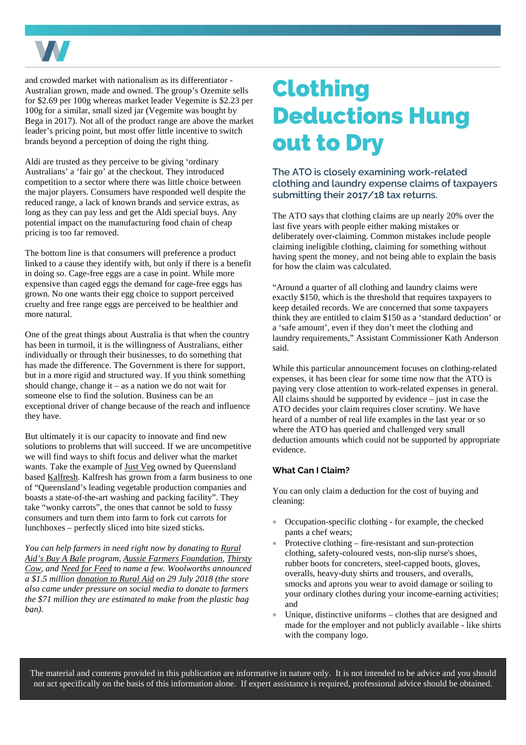and crowded market with nationalism as its differentiator - Australian grown, made and owned. The group's Ozemite sells for $2.69 per 100g whereas market leader Vegemite is $2.23 per 100g for a similar, small sized jar (Vegemite was bought by Bega in 2017). Not all of the product range are above the market leader's pricing point, but most offer little incentive to switch brands beyond a perception of doing the right thing.

Aldi are trusted as they perceive to be giving 'ordinary Australians' a 'fair go' at the checkout. They introduced competition to a sector where there was little choice between the major players. Consumers have responded well despite the reduced range, a lack of known brands and service extras, as long as they can pay less and get the Aldi special buys. Any potential impact on the manufacturing food chain of cheap pricing is too far removed.

The bottom line is that consumers will preference a product linked to a cause they identify with, but only if there is a benefit in doing so. Cage-free eggs are a case in point. While more expensive than caged eggs the demand for cage-free eggs has grown. No one wants their egg choice to support perceived cruelty and free range eggs are perceived to be healthier and more natural.

One of the great things about Australia is that when the country has been in turmoil, it is the willingness of Australians, either individually or through their businesses, to do something that has made the difference. The Government is there for support, but in a more rigid and structured way. If you think something should change, change it – as a nation we do not wait for someone else to find the solution. Business can be an exceptional driver of change because of the reach and influence they have.

But ultimately it is our capacity to innovate and find new solutions to problems that will succeed. If we are uncompetitive we will find ways to shift focus and deliver what the market wants. Take the example of Just Veg owned by Queensland based Kalfresh. Kalfresh has grown from a farm business to one of "Queensland's leading vegetable production companies and boasts a state-of-the-art washing and packing facility". They take "wonky carrots", the ones that cannot be sold to fussy consumers and turn them into farm to fork cut carrots for lunchboxes – perfectly sliced into bite sized sticks.

*You can help farmers in need right now by donating to Rural Aid's Buy A Bale program, Aussie Farmers Foundation, Thirsty Cow, and Need for Feed to name a few. Woolworths announced a $1.5 million donation to Rural Aid on 29 July 2018 (the store also came under pressure on social media to donate to farmers the $71 million they are estimated to make from the plastic bag ban).*

# Clothing Deductions Hung out to Dry

### The ATO is closely examining work-related clothing and laundry expense claims of taxpayers submitting their 2017/18 tax returns.

The ATO says that clothing claims are up nearly 20% over the last five years with people either making mistakes or deliberately over-claiming. Common mistakes include people claiming ineligible clothing, claiming for something without having spent the money, and not being able to explain the basis for how the claim was calculated.

"Around a quarter of all clothing and laundry claims were exactly $150, which is the threshold that requires taxpayers to keep detailed records. We are concerned that some taxpayers think they are entitled to claim $150 as a 'standard deduction' or a 'safe amount', even if they don't meet the clothing and laundry requirements," Assistant Commissioner Kath Anderson said.

While this particular announcement focuses on clothing-related expenses, it has been clear for some time now that the ATO is paying very close attention to work-related expenses in general. All claims should be supported by evidence – just in case the ATO decides your claim requires closer scrutiny. We have heard of a number of real life examples in the last year or so where the ATO has queried and challenged very small deduction amounts which could not be supported by appropriate evidence.

#### What Can I Claim?

You can only claim a deduction for the cost of buying and cleaning:

- Occupation-specific clothing - for example, the checked pants a chef wears;
- Protective clothing – fire-resistant and sun-protection clothing, safety-coloured vests, non-slip nurse's shoes, rubber boots for concreters, steel-capped boots, gloves, overalls, heavy-duty shirts and trousers, and overalls, smocks and aprons you wear to avoid damage or soiling to your ordinary clothes during your income-earning activities; and
- Unique, distinctive uniforms – clothes that are designed and made for the employer and not publicly available - like shirts with the company logo.

The material and contents provided in this publication are informative in nature only. It is not intended to be advice and you should not act specifically on the basis of this information alone. If expert assistance is required, professional advice should be obtained.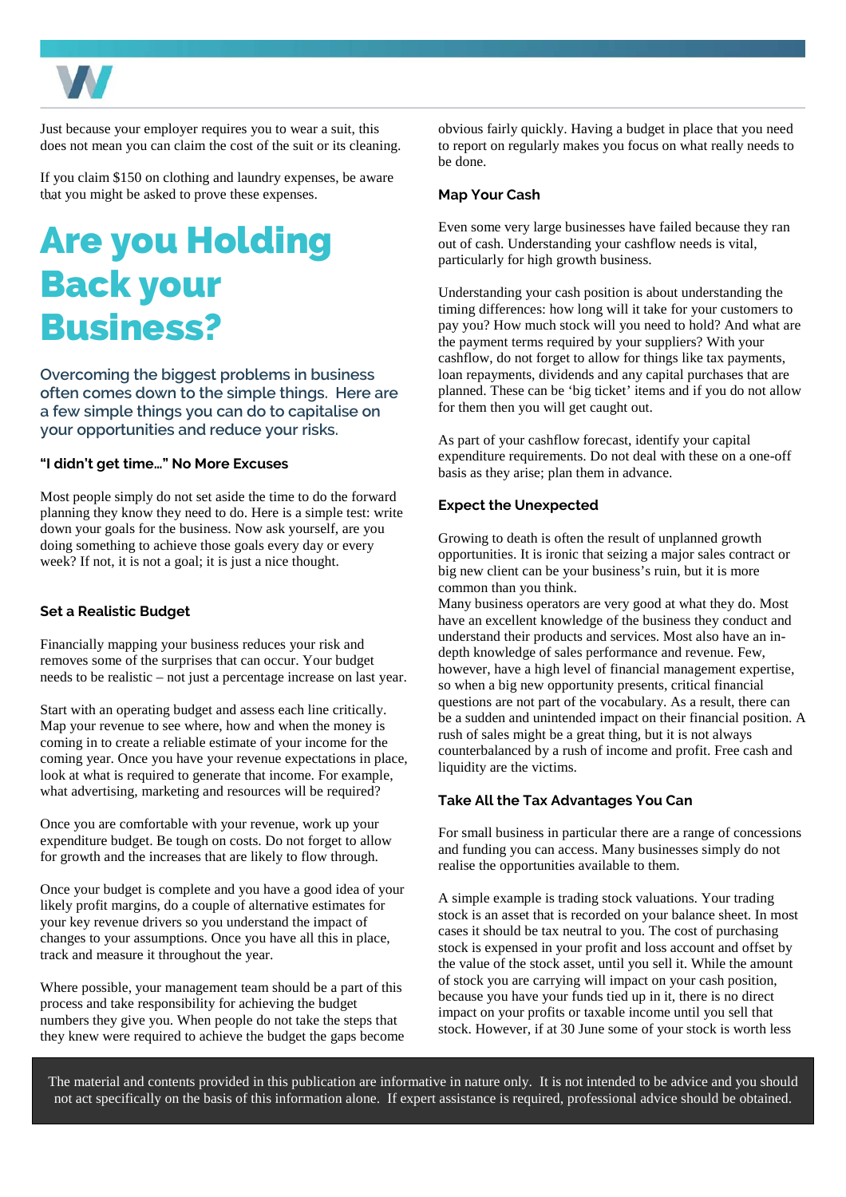Just because your employer requires you to wear a suit, this does not mean you can claim the cost of the suit or its cleaning.

If you claim $150 on clothing and laundry expenses, be aware that you might be asked to prove these expenses.

# Are you Holding Back your Business?

## Overcoming the biggest problems in business often comes down to the simple things. Here are a few simple things you can do to capitalise on your opportunities and reduce your risks.

### "I didn't get time…" No More Excuses

Most people simply do not set aside the time to do the forward planning they know they need to do. Here is a simple test: write down your goals for the business. Now ask yourself, are you doing something to achieve those goals every day or every week? If not, it is not a goal; it is just a nice thought.

### Set a Realistic Budget

Financially mapping your business reduces your risk and removes some of the surprises that can occur. Your budget needs to be realistic – not just a percentage increase on last year.

Start with an operating budget and assess each line critically. Map your revenue to see where, how and when the money is coming in to create a reliable estimate of your income for the coming year. Once you have your revenue expectations in place, look at what is required to generate that income. For example, what advertising, marketing and resources will be required?

Once you are comfortable with your revenue, work up your expenditure budget. Be tough on costs. Do not forget to allow for growth and the increases that are likely to flow through.

Once your budget is complete and you have a good idea of your likely profit margins, do a couple of alternative estimates for your key revenue drivers so you understand the impact of changes to your assumptions. Once you have all this in place, track and measure it throughout the year.

Where possible, your management team should be a part of this process and take responsibility for achieving the budget numbers they give you. When people do not take the steps that they knew were required to achieve the budget the gaps become obvious fairly quickly. Having a budget in place that you need to report on regularly makes you focus on what really needs to be done.

### Map Your Cash

Even some very large businesses have failed because they ran out of cash. Understanding your cashflow needs is vital, particularly for high growth business.

Understanding your cash position is about understanding the timing differences: how long will it take for your customers to pay you? How much stock will you need to hold? And what are the payment terms required by your suppliers? With your cashflow, do not forget to allow for things like tax payments, loan repayments, dividends and any capital purchases that are planned. These can be 'big ticket' items and if you do not allow for them then you will get caught out.

As part of your cashflow forecast, identify your capital expenditure requirements. Do not deal with these on a one-off basis as they arise; plan them in advance.

### Expect the Unexpected

Growing to death is often the result of unplanned growth opportunities. It is ironic that seizing a major sales contract or big new client can be your business's ruin, but it is more common than you think.
Many business operators are very good at what they do. Most have an excellent knowledge of the business they conduct and understand their products and services. Most also have an in-depth knowledge of sales performance and revenue. Few, however, have a high level of financial management expertise, so when a big new opportunity presents, critical financial questions are not part of the vocabulary. As a result, there can be a sudden and unintended impact on their financial position. A rush of sales might be a great thing, but it is not always counterbalanced by a rush of income and profit. Free cash and liquidity are the victims.

### Take All the Tax Advantages You Can

For small business in particular there are a range of concessions and funding you can access. Many businesses simply do not realise the opportunities available to them.

A simple example is trading stock valuations. Your trading stock is an asset that is recorded on your balance sheet. In most cases it should be tax neutral to you. The cost of purchasing stock is expensed in your profit and loss account and offset by the value of the stock asset, until you sell it. While the amount of stock you are carrying will impact on your cash position, because you have your funds tied up in it, there is no direct impact on your profits or taxable income until you sell that stock. However, if at 30 June some of your stock is worth less

The material and contents provided in this publication are informative in nature only. It is not intended to be advice and you should not act specifically on the basis of this information alone. If expert assistance is required, professional advice should be obtained.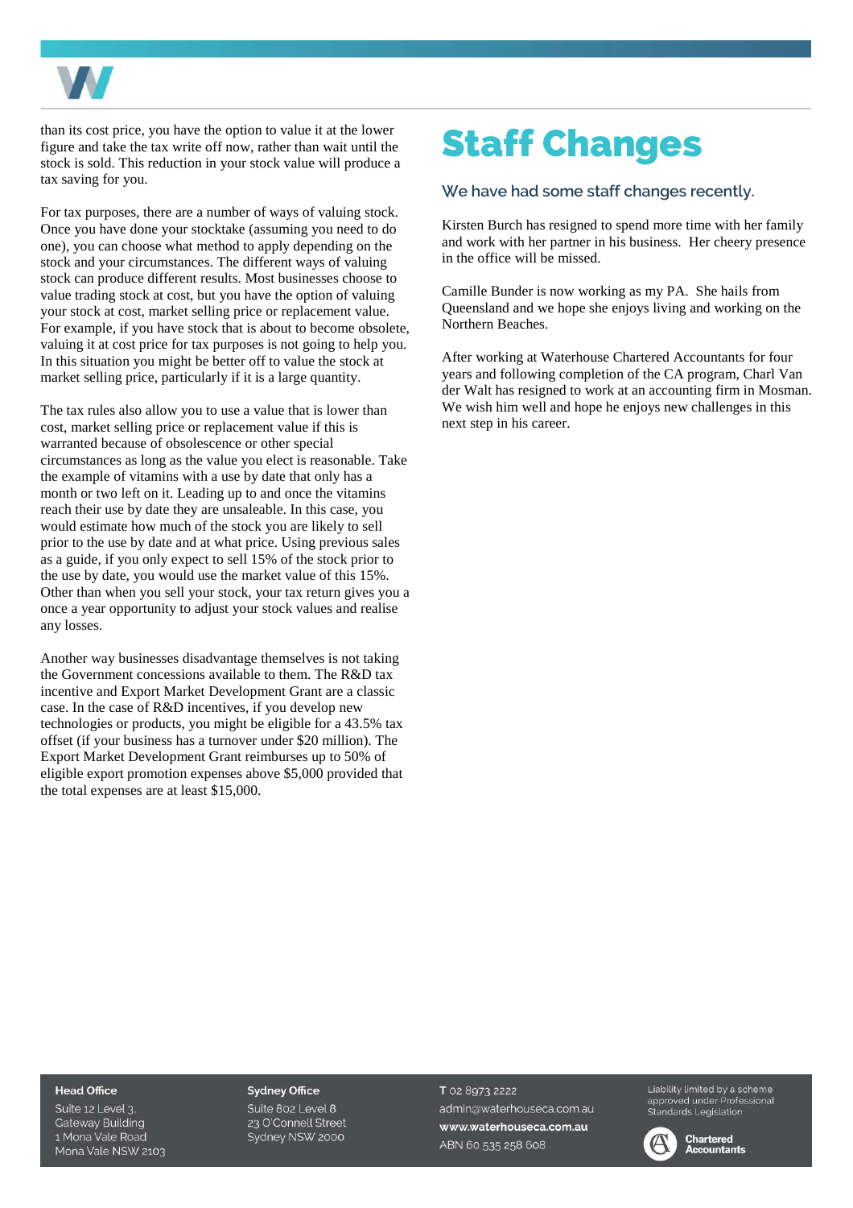than its cost price, you have the option to value it at the lower figure and take the tax write off now, rather than wait until the stock is sold. This reduction in your stock value will produce a tax saving for you.

For tax purposes, there are a number of ways of valuing stock. Once you have done your stocktake (assuming you need to do one), you can choose what method to apply depending on the stock and your circumstances. The different ways of valuing stock can produce different results. Most businesses choose to value trading stock at cost, but you have the option of valuing your stock at cost, market selling price or replacement value. For example, if you have stock that is about to become obsolete, valuing it at cost price for tax purposes is not going to help you. In this situation you might be better off to value the stock at market selling price, particularly if it is a large quantity.

The tax rules also allow you to use a value that is lower than cost, market selling price or replacement value if this is warranted because of obsolescence or other special circumstances as long as the value you elect is reasonable. Take the example of vitamins with a use by date that only has a month or two left on it. Leading up to and once the vitamins reach their use by date they are unsaleable. In this case, you would estimate how much of the stock you are likely to sell prior to the use by date and at what price. Using previous sales as a guide, if you only expect to sell 15% of the stock prior to the use by date, you would use the market value of this 15%. Other than when you sell your stock, your tax return gives you a once a year opportunity to adjust your stock values and realise any losses.

Another way businesses disadvantage themselves is not taking the Government concessions available to them. The R&D tax incentive and Export Market Development Grant are a classic case. In the case of R&D incentives, if you develop new technologies or products, you might be eligible for a 43.5% tax offset (if your business has a turnover under $20 million). The Export Market Development Grant reimburses up to 50% of eligible export promotion expenses above $5,000 provided that the total expenses are at least $15,000.

# Staff Changes

### We have had some staff changes recently.

Kirsten Burch has resigned to spend more time with her family and work with her partner in his business. Her cheery presence in the office will be missed.

Camille Bunder is now working as my PA. She hails from Queensland and we hope she enjoys living and working on the Northern Beaches.

After working at Waterhouse Chartered Accountants for four years and following completion of the CA program, Charl Van der Walt has resigned to work at an accounting firm in Mosman. We wish him well and hope he enjoys new challenges in this next step in his career.